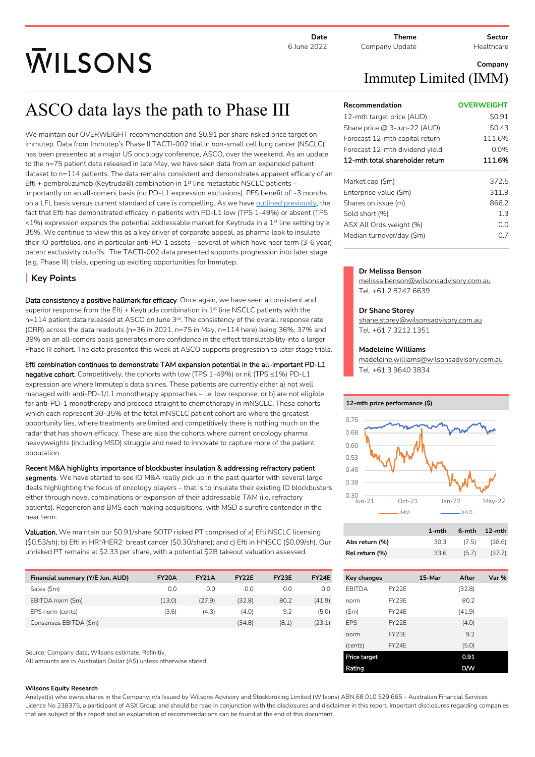WILSONS

| Date | Theme | Sector |
|---|---|---|
| 6 June 2022 | Company Update | Healthcare |

**Company**

# Immutep Limited (IMM)

# ASCO data lays the path to Phase III

We maintain our OVERWEIGHT recommendation and $0.91 per share risked price target on Immutep. Data from Immutep's Phase II TACTI-002 trial in non-small cell lung cancer (NSCLC) has been presented at a major US oncology conference, ASCO, over the weekend. As an update to the n=75 patient data released in late May, we have seen data from an expanded patient dataset to n=114 patients. The data remains consistent and demonstrates apparent efficacy of an Efti + pembrolizumab (Keytruda®) combination in 1st line metastatic NSCLC patients – importantly on an all-comers basis (no PD-L1 expression exclusions). PFS benefit of ~3 months on a LFL basis versus current standard of care is compelling. As we have outlined previously, the fact that Efti has demonstrated efficacy in patients with PD-L1 low (TPS 1-49%) or absent (TPS <1%) expression expands the potential addressable market for Keytruda in a 1st line setting by ≥ 35%. We continue to view this as a key driver of corporate appeal, as pharma look to insulate their IO portfolios, and in particular anti-PD-1 assets – several of which have near term (3-6 year) patent exclusivity cutoffs. The TACTI-002 data presented supports progression into later stage (e.g. Phase III) trials, opening up exciting opportunities for Immutep.

## Key Points

**Data consistency a positive hallmark for efficacy**. Once again, we have seen a consistent and superior response from the Efti + Keytruda combination in 1st line NSCLC patients with the n=114 patient data released at ASCO on June 3rd. The consistency of the overall response rate (ORR) across the data readouts (n=36 in 2021, n=75 in May, n=114 here) being 36%, 37% and 39% on an all-comers basis generates more confidence in the effect translatability into a larger Phase III cohort. The data presented this week at ASCO supports progression to later stage trials.

**Efti combination continues to demonstrate TAM expansion potential in the all-important PD-L1 negative cohort**. Competitively, the cohorts with low (TPS 1-49%) or nil (TPS ≤1%) PD-L1 expression are where Immutep's data shines. These patients are currently either a) not well managed with anti-PD-1/L1 monotherapy approaches – i.e. low response; or b) are not eligible for anti-PD-1 monotherapy and proceed straight to chemotherapy in mNSCLC. These cohorts which each represent 30-35% of the total mNSCLC patient cohort are where the greatest opportunity lies, where treatments are limited and competitively there is nothing much on the radar that has shown efficacy. These are also the cohorts where current oncology pharma heavyweights (including MSD) struggle and need to innovate to capture more of the patient population.

**Recent M&A highlights importance of blockbuster insulation & addressing refractory patient segments**. We have started to see IO M&A really pick up in the past quarter with several large deals highlighting the focus of oncology players – that is to insulate their existing IO blockbusters either through novel combinations or expansion of their addressable TAM (i.e. refractory patients). Regeneron and BMS each making acquisitions, with MSD a surefire contender in the near term.

**Valuation.** We maintain our $0.91/share SOTP risked PT comprised of a) Efti NSCLC licensing ($0.53/sh); b) Efti in HR+/HER2- breast cancer ($0.30/share); and c) Efti in HNSCC ($0.09/sh). Our unrisked PT remains at $2.33 per share, with a potential $2B takeout valuation assessed.

| Financial summary (Y/E Jun, AUD) | FY20A | FY21A | FY22E | FY23E | FY24E |
|---|---|---|---|---|---|
| Sales ($m) | 0.0 | 0.0 | 0.0 | 0.0 | 0.0 |
| EBITDA norm ($m) | (13.0) | (27.9) | (32.8) | 80.2 | (41.9) |
| EPS norm (cents) | (3.6) | (4.3) | (4.0) | 9.2 | (5.0) |
| Consensus EBITDA ($m) | | | (34.8) | (8.1) | (23.1) |

Source: Company data, Wilsons estimate, Refinitiv.
All amounts are in Australian Dollar (A$) unless otherwise stated.

| Recommendation | OVERWEIGHT |
|---|---|
| 12-mth target price (AUD) | $0.91 |
| Share price @ 3-Jun-22 (AUD) | $0.43 |
| Forecast 12-mth capital return | 111.6% |
| Forecast 12-mth dividend yield | 0.0% |
| 12-mth total shareholder return | 111.6% |

| | |
|---|---|
| Market cap ($m) | 372.5 |
| Enterprise value ($m) | 311.9 |
| Shares on issue (m) | 866.2 |
| Sold short (%) | 1.3 |
| ASX All Ords weight (%) | 0.0 |
| Median turnover/day ($m) | 0.7 |

**Dr Melissa Benson**
melissa.benson@wilsonsadvisory.com.au
Tel. +61 2 8247 6639

**Dr Shane Storey**
shane.storey@wilsonsadvisory.com.au
Tel. +61 7 3212 1351

**Madeleine Williams**
madeleine.williams@wilsonsadvisory.com.au
Tel. +61 3 9640 3834

**12-mth price performance ($)**

| | 1-mth | 6-mth | 12-mth |
|---|---|---|---|
| Abs return (%) | 30.3 | (7.5) | (38.6) |
| Rel return (%) | 33.6 | (5.7) | (37.7) |

| Key changes | | 15-Mar | After | Var % |
|---|---|---|---|---|
| EBITDA | FY22E | | (32.8) | |
| norm | FY23E | | 80.2 | |
| ($m) | FY24E | | (41.9) | |
| EPS | FY22E | | (4.0) | |
| norm | FY23E | | 9.2 | |
| (cents) | FY24E | | (5.0) | |
| Price target | | | 0.91 | |
| Rating | | | O/W | |

**Wilsons Equity Research**
Analyst(s) who owns shares in the Company: n/a Issued by Wilsons Advisory and Stockbroking Limited (Wilsons) ABN 68 010 529 665 – Australian Financial Services Licence No 238375, a participant of ASX Group and should be read in conjunction with the disclosures and disclaimer in this report. Important disclosures regarding companies that are subject of this report and an explanation of recommendations can be found at the end of this document.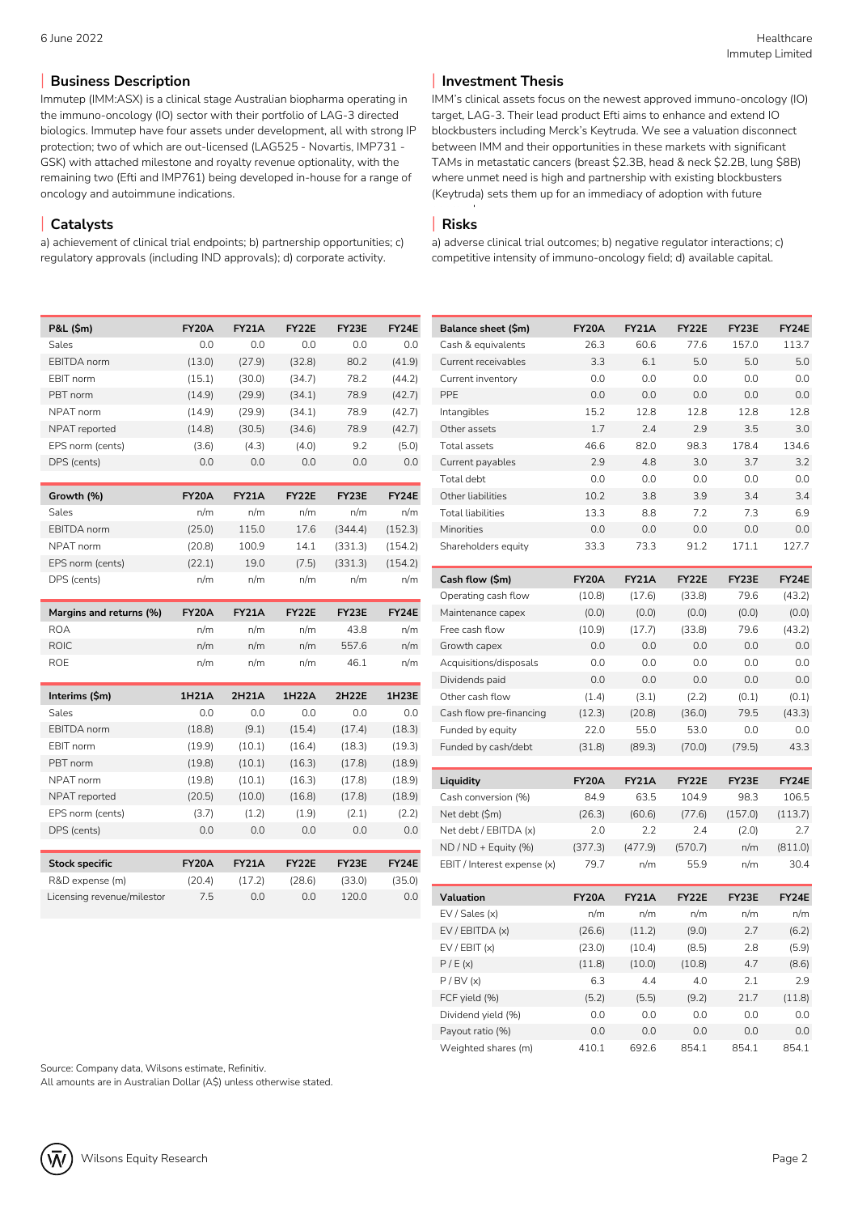## Business Description

Immutep (IMM:ASX) is a clinical stage Australian biopharma operating in the immuno-oncology (IO) sector with their portfolio of LAG-3 directed biologics. Immutep have four assets under development, all with strong IP protection; two of which are out-licensed (LAG525 - Novartis, IMP731 - GSK) with attached milestone and royalty revenue optionality, with the remaining two (Efti and IMP761) being developed in-house for a range of oncology and autoimmune indications.

## Investment Thesis

IMM's clinical assets focus on the newest approved immuno-oncology (IO) target, LAG-3. Their lead product Efti aims to enhance and extend IO blockbusters including Merck's Keytruda. We see a valuation disconnect between IMM and their opportunities in these markets with significant TAMs in metastatic cancers (breast $2.3B, head & neck $2.2B, lung $8B) where unmet need is high and partnership with existing blockbusters (Keytruda) sets them up for an immediacy of adoption with future

## Catalysts

a) achievement of clinical trial endpoints; b) partnership opportunities; c) regulatory approvals (including IND approvals); d) corporate activity.

## Risks

a) adverse clinical trial outcomes; b) negative regulator interactions; c) competitive intensity of immuno-oncology field; d) available capital.

| P&L ($m) | FY20A | FY21A | FY22E | FY23E | FY24E |
|---|---|---|---|---|---|
| Sales | 0.0 | 0.0 | 0.0 | 0.0 | 0.0 |
| EBITDA norm | (13.0) | (27.9) | (32.8) | 80.2 | (41.9) |
| EBIT norm | (15.1) | (30.0) | (34.7) | 78.2 | (44.2) |
| PBT norm | (14.9) | (29.9) | (34.1) | 78.9 | (42.7) |
| NPAT norm | (14.9) | (29.9) | (34.1) | 78.9 | (42.7) |
| NPAT reported | (14.8) | (30.5) | (34.6) | 78.9 | (42.7) |
| EPS norm (cents) | (3.6) | (4.3) | (4.0) | 9.2 | (5.0) |
| DPS (cents) | 0.0 | 0.0 | 0.0 | 0.0 | 0.0 |

| Growth (%) | FY20A | FY21A | FY22E | FY23E | FY24E |
|---|---|---|---|---|---|
| Sales | n/m | n/m | n/m | n/m | n/m |
| EBITDA norm | (25.0) | 115.0 | 17.6 | (344.4) | (152.3) |
| NPAT norm | (20.8) | 100.9 | 14.1 | (331.3) | (154.2) |
| EPS norm (cents) | (22.1) | 19.0 | (7.5) | (331.3) | (154.2) |
| DPS (cents) | n/m | n/m | n/m | n/m | n/m |

| Margins and returns (%) | FY20A | FY21A | FY22E | FY23E | FY24E |
|---|---|---|---|---|---|
| ROA | n/m | n/m | n/m | 43.8 | n/m |
| ROIC | n/m | n/m | n/m | 557.6 | n/m |
| ROE | n/m | n/m | n/m | 46.1 | n/m |

| Interims ($m) | 1H21A | 2H21A | 1H22A | 2H22E | 1H23E |
|---|---|---|---|---|---|
| Sales | 0.0 | 0.0 | 0.0 | 0.0 | 0.0 |
| EBITDA norm | (18.8) | (9.1) | (15.4) | (17.4) | (18.3) |
| EBIT norm | (19.9) | (10.1) | (16.4) | (18.3) | (19.3) |
| PBT norm | (19.8) | (10.1) | (16.3) | (17.8) | (18.9) |
| NPAT norm | (19.8) | (10.1) | (16.3) | (17.8) | (18.9) |
| NPAT reported | (20.5) | (10.0) | (16.8) | (17.8) | (18.9) |
| EPS norm (cents) | (3.7) | (1.2) | (1.9) | (2.1) | (2.2) |
| DPS (cents) | 0.0 | 0.0 | 0.0 | 0.0 | 0.0 |

| Stock specific | FY20A | FY21A | FY22E | FY23E | FY24E |
|---|---|---|---|---|---|
| R&D expense (m) | (20.4) | (17.2) | (28.6) | (33.0) | (35.0) |
| Licensing revenue/milestor | 7.5 | 0.0 | 0.0 | 120.0 | 0.0 |

| Balance sheet ($m) | FY20A | FY21A | FY22E | FY23E | FY24E |
|---|---|---|---|---|---|
| Cash & equivalents | 26.3 | 60.6 | 77.6 | 157.0 | 113.7 |
| Current receivables | 3.3 | 6.1 | 5.0 | 5.0 | 5.0 |
| Current inventory | 0.0 | 0.0 | 0.0 | 0.0 | 0.0 |
| PPE | 0.0 | 0.0 | 0.0 | 0.0 | 0.0 |
| Intangibles | 15.2 | 12.8 | 12.8 | 12.8 | 12.8 |
| Other assets | 1.7 | 2.4 | 2.9 | 3.5 | 3.0 |
| Total assets | 46.6 | 82.0 | 98.3 | 178.4 | 134.6 |
| Current payables | 2.9 | 4.8 | 3.0 | 3.7 | 3.2 |
| Total debt | 0.0 | 0.0 | 0.0 | 0.0 | 0.0 |
| Other liabilities | 10.2 | 3.8 | 3.9 | 3.4 | 3.4 |
| Total liabilities | 13.3 | 8.8 | 7.2 | 7.3 | 6.9 |
| Minorities | 0.0 | 0.0 | 0.0 | 0.0 | 0.0 |
| Shareholders equity | 33.3 | 73.3 | 91.2 | 171.1 | 127.7 |

| Cash flow ($m) | FY20A | FY21A | FY22E | FY23E | FY24E |
|---|---|---|---|---|---|
| Operating cash flow | (10.8) | (17.6) | (33.8) | 79.6 | (43.2) |
| Maintenance capex | (0.0) | (0.0) | (0.0) | (0.0) | (0.0) |
| Free cash flow | (10.9) | (17.7) | (33.8) | 79.6 | (43.2) |
| Growth capex | 0.0 | 0.0 | 0.0 | 0.0 | 0.0 |
| Acquisitions/disposals | 0.0 | 0.0 | 0.0 | 0.0 | 0.0 |
| Dividends paid | 0.0 | 0.0 | 0.0 | 0.0 | 0.0 |
| Other cash flow | (1.4) | (3.1) | (2.2) | (0.1) | (0.1) |
| Cash flow pre-financing | (12.3) | (20.8) | (36.0) | 79.5 | (43.3) |
| Funded by equity | 22.0 | 55.0 | 53.0 | 0.0 | 0.0 |
| Funded by cash/debt | (31.8) | (89.3) | (70.0) | (79.5) | 43.3 |

| Liquidity | FY20A | FY21A | FY22E | FY23E | FY24E |
|---|---|---|---|---|---|
| Cash conversion (%) | 84.9 | 63.5 | 104.9 | 98.3 | 106.5 |
| Net debt ($m) | (26.3) | (60.6) | (77.6) | (157.0) | (113.7) |
| Net debt / EBITDA (x) | 2.0 | 2.2 | 2.4 | (2.0) | 2.7 |
| ND / ND + Equity (%) | (377.3) | (477.9) | (570.7) | n/m | (811.0) |
| EBIT / Interest expense (x) | 79.7 | n/m | 55.9 | n/m | 30.4 |

| Valuation | FY20A | FY21A | FY22E | FY23E | FY24E |
|---|---|---|---|---|---|
| EV / Sales (x) | n/m | n/m | n/m | n/m | n/m |
| EV / EBITDA (x) | (26.6) | (11.2) | (9.0) | 2.7 | (6.2) |
| EV / EBIT (x) | (23.0) | (10.4) | (8.5) | 2.8 | (5.9) |
| P / E (x) | (11.8) | (10.0) | (10.8) | 4.7 | (8.6) |
| P / BV (x) | 6.3 | 4.4 | 4.0 | 2.1 | 2.9 |
| FCF yield (%) | (5.2) | (5.5) | (9.2) | 21.7 | (11.8) |
| Dividend yield (%) | 0.0 | 0.0 | 0.0 | 0.0 | 0.0 |
| Payout ratio (%) | 0.0 | 0.0 | 0.0 | 0.0 | 0.0 |
| Weighted shares (m) | 410.1 | 692.6 | 854.1 | 854.1 | 854.1 |

Source: Company data, Wilsons estimate, Refinitiv.
All amounts are in Australian Dollar (A$) unless otherwise stated.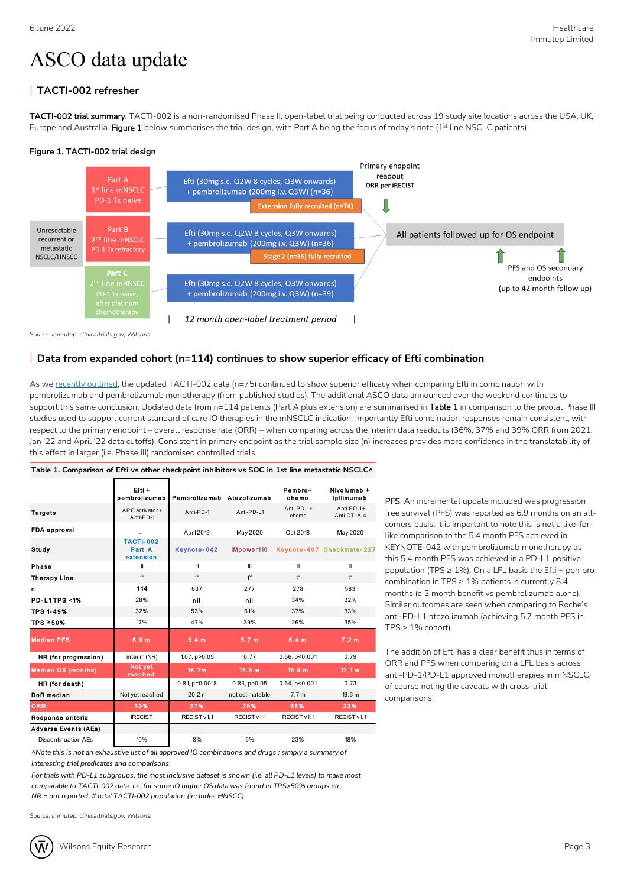# ASCO data update

## TACTI-002 refresher

**TACTI-002 trial summary**. TACTI-002 is a non-randomised Phase II, open-label trial being conducted across 19 study site locations across the USA, UK, Europe and Australia. **Figure 1** below summarises the trial design, with Part A being the focus of today's note (1st line NSCLC patients).

**Figure 1. TACTI-002 trial design**

Unresectable recurrent or metastatic NSCLC/HNSCC

Part A: 1st line mNSCLC PD-1 Tx naïve → Efti (30mg s.c. Q2W 8 cycles, Q3W onwards) + pembrolizumab (200mg i.v. Q3W) (n=36) — Extension fully recruited (n=74)

Part B: 2nd line mNSCLC PD-1 Tx refractory → Efti (30mg s.c. Q2W 8 cycles, Q3W onwards) + pembrolizumab (200mg i.v. Q3W) (n=36) — Stage 2 (n=36) fully recruited

Part C: 2nd line mHNSCC PD-1 Tx naïve, after platinum chemotherapy → Efti (30mg s.c. Q2W 8 cycles, Q3W onwards) + pembrolizumab (200mg i.v. Q3W) (n=39)

*12 month open-label treatment period*

Primary endpoint readout: ORR per iRECIST

All patients followed up for OS endpoint

PFS and OS secondary endpoints (up to 42 month follow up)

*Source: Immutep, clinicaltrials.gov, Wilsons.*

## Data from expanded cohort (n=114) continues to show superior efficacy of Efti combination

As we recently outlined, the updated TACTI-002 data (n=75) continued to show superior efficacy when comparing Efti in combination with pembrolizumab and pembrolizumab monotherapy (from published studies). The additional ASCO data announced over the weekend continues to support this same conclusion. Updated data from n=114 patients (Part A plus extension) are summarised in **Table 1** in comparison to the pivotal Phase III studies used to support current standard of care IO therapies in the mNSCLC indication. Importantly Efti combination responses remain consistent, with respect to the primary endpoint – overall response rate (ORR) – when comparing across the interim data readouts (36%, 37% and 39% ORR from 2021, Jan '22 and April '22 data cutoffs). Consistent in primary endpoint as the trial sample size (n) increases provides more confidence in the translatability of this effect in larger (i.e. Phase III) randomised controlled trials.

**Table 1. Comparison of Efti vs other checkpoint inhibitors vs SOC in 1st line metastatic NSCLC^**

| | Efti + pembrolizumab | Pembrolizumab | Atezolizumab | Pembro+ chemo | Nivolumab + Ipilimumab |
|---|---|---|---|---|---|
| **Targets** | APC activator + Anti-PD-1 | Anti-PD-1 | Anti-PD-L1 | Anti-PD-1+ chemo | Anti-PD-1+ Anti-CTLA-4 |
| **FDA approval** | - | April 2019 | May 2020 | Oct 2018 | May 2020 |
| **Study** | TACTI-002 Part A extension | Keynote-042 | IMpower110 | Keynote-407 | Checkmate-227 |
| **Phase** | II | III | III | III | III |
| **Therapy Line** | 1st | 1st | 1st | 1st | 1st |
| **n** | 114 | 637 | 277 | 278 | 583 |
| **PD-L1 TPS <1%** | 28% | nil | nil | 34% | 32% |
| **TPS 1-49%** | 32% | 53% | 61% | 37% | 33% |
| **TPS ≥50%** | 17% | 47% | 39% | 26% | 35% |
| **Median PFS** | 6.9 m | 5.4 m | 5.7 m | 6.4 m | 7.2 m |
| **HR (for progression)** | interim (NR) | 1.07, p>0.05 | 0.77 | 0.56, p<0.001 | 0.79 |
| **Median OS (months)** | Not yet reached | 16.7m | 17.5 m | 15.9 m | 17.1 m |
| **HR (for death)** | - | 0.81, p=0.0018 | 0.83, p>0.05 | 0.64, p<0.001 | 0.73 |
| **DoR median** | Not yet reached | 20.2 m | not estimatable | 7.7 m | 19.6 m |
| **ORR** | 39% | 27% | 29% | 58% | 33% |
| **Response criteria** | iRECIST | RECIST v1.1 | RECIST v1.1 | RECIST v1.1 | RECIST v1.1 |
| **Adverse Events (AEs)** | | | | | |
| Discontinuation AEs | 10% | 8% | 6% | 23% | 18% |

*^Note this is not an exhaustive list of all approved IO combinations and drugs ; simply a summary of interesting trial predicates and comparisons.*

*For trials with PD-L1 subgroups, the most inclusive dataset is shown (i.e. all PD-L1 levels) to make most comparable to TACTI-002 data. i.e. for some IO higher OS data was found in TPS>50% groups etc.*

*NR = not reported. # total TACTI-002 population (includes HNSCC).*

*Source: Immutep, clinicaltrials.gov, Wilsons.*

**PFS**. An incremental update included was progression free survival (PFS) was reported as 6.9 months on an all-comers basis. It is important to note this is not a like-for-like comparison to the 5.4 month PFS achieved in KEYNOTE-042 with pembrolizumab monotherapy as this 5.4 month PFS was achieved in a PD-L1 positive population (TPS ≥ 1%). On a LFL basis the Efti + pembro combination in TPS ≥ 1% patients is currently 8.4 months (a 3 month benefit vs pembrolizumab alone). Similar outcomes are seen when comparing to Roche's anti-PD-L1 atezolizumab (achieving 5.7 month PFS in TPS ≥ 1% cohort).

The addition of Efti has a clear benefit thus in terms of ORR and PFS when comparing on a LFL basis across anti-PD-1/PD-L1 approved monotherapies in mNSCLC, of course noting the caveats with cross-trial comparisons.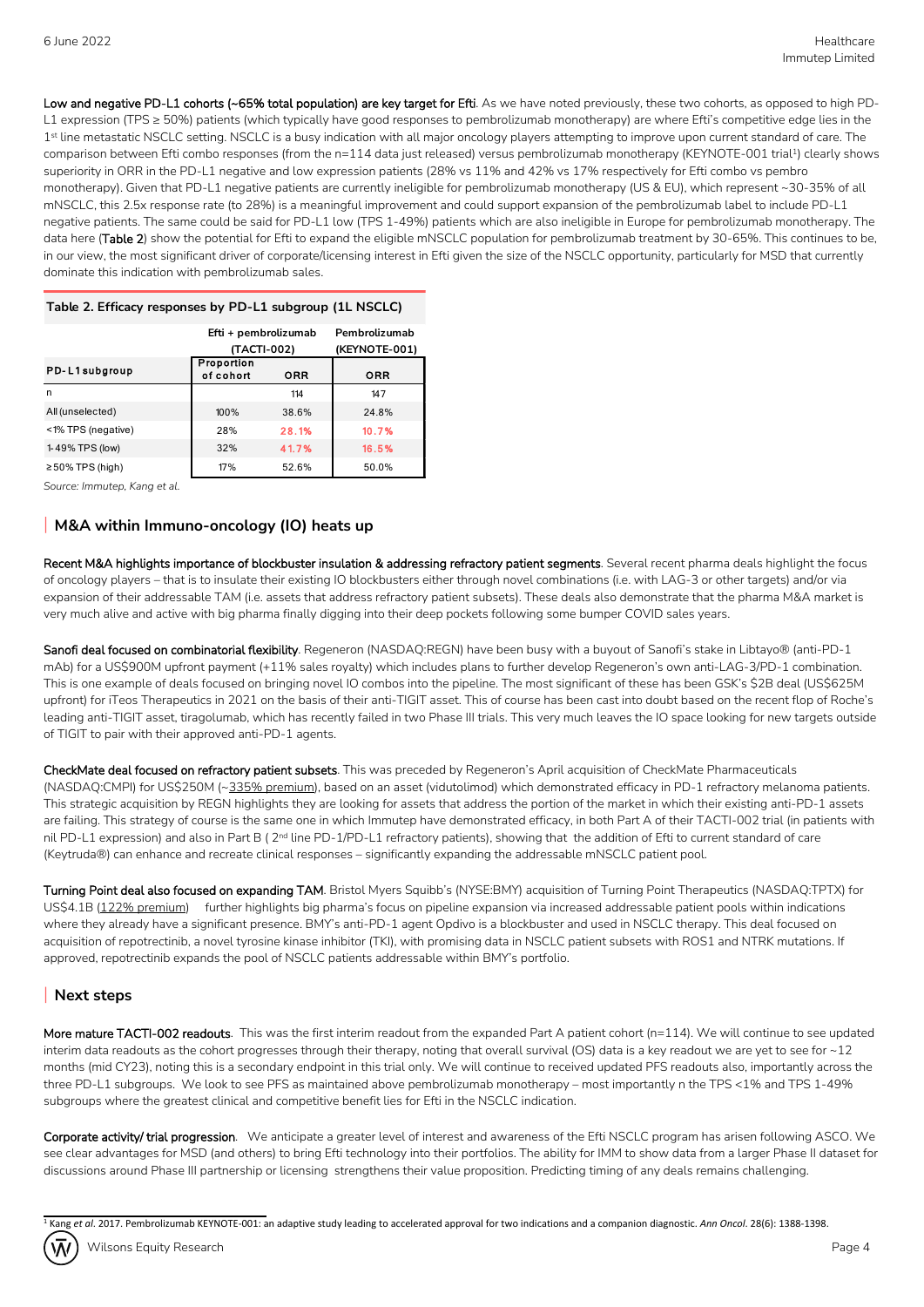**Low and negative PD-L1 cohorts (~65% total population) are key target for Efti**. As we have noted previously, these two cohorts, as opposed to high PD-L1 expression (TPS ≥ 50%) patients (which typically have good responses to pembrolizumab monotherapy) are where Efti's competitive edge lies in the 1st line metastatic NSCLC setting. NSCLC is a busy indication with all major oncology players attempting to improve upon current standard of care. The comparison between Efti combo responses (from the n=114 data just released) versus pembrolizumab monotherapy (KEYNOTE-001 trial[1]) clearly shows superiority in ORR in the PD-L1 negative and low expression patients (28% vs 11% and 42% vs 17% respectively for Efti combo vs pembro monotherapy). Given that PD-L1 negative patients are currently ineligible for pembrolizumab monotherapy (US & EU), which represent ~30-35% of all mNSCLC, this 2.5x response rate (to 28%) is a meaningful improvement and could support expansion of the pembrolizumab label to include PD-L1 negative patients. The same could be said for PD-L1 low (TPS 1-49%) patients which are also ineligible in Europe for pembrolizumab monotherapy. The data here (**Table 2**) show the potential for Efti to expand the eligible mNSCLC population for pembrolizumab treatment by 30-65%. This continues to be, in our view, the most significant driver of corporate/licensing interest in Efti given the size of the NSCLC opportunity, particularly for MSD that currently dominate this indication with pembrolizumab sales.

**Table 2. Efficacy responses by PD-L1 subgroup (1L NSCLC)**

| | Efti + pembrolizumab (TACTI-002) | | Pembrolizumab (KEYNOTE-001) |
|---|---|---|---|
| **PD-L1 subgroup** | **Proportion of cohort** | **ORR** | **ORR** |
| n | | 114 | 147 |
| All (unselected) | 100% | 38.6% | 24.8% |
| <1% TPS (negative) | 28% | 28.1% | 10.7% |
| 1-49% TPS (low) | 32% | 41.7% | 16.5% |
| ≥50% TPS (high) | 17% | 52.6% | 50.0% |

*Source: Immutep, Kang et al.*

## M&A within Immuno-oncology (IO) heats up

**Recent M&A highlights importance of blockbuster insulation & addressing refractory patient segments**. Several recent pharma deals highlight the focus of oncology players – that is to insulate their existing IO blockbusters either through novel combinations (i.e. with LAG-3 or other targets) and/or via expansion of their addressable TAM (i.e. assets that address refractory patient subsets). These deals also demonstrate that the pharma M&A market is very much alive and active with big pharma finally digging into their deep pockets following some bumper COVID sales years.

**Sanofi deal focused on combinatorial flexibility**. Regeneron (NASDAQ:REGN) have been busy with a buyout of Sanofi's stake in Libtayo® (anti-PD-1 mAb) for a US$900M upfront payment (+11% sales royalty) which includes plans to further develop Regeneron's own anti-LAG-3/PD-1 combination. This is one example of deals focused on bringing novel IO combos into the pipeline. The most significant of these has been GSK's $2B deal (US$625M upfront) for iTeos Therapeutics in 2021 on the basis of their anti-TIGIT asset. This of course has been cast into doubt based on the recent flop of Roche's leading anti-TIGIT asset, tiragolumab, which has recently failed in two Phase III trials. This very much leaves the IO space looking for new targets outside of TIGIT to pair with their approved anti-PD-1 agents.

**CheckMate deal focused on refractory patient subsets**. This was preceded by Regeneron's April acquisition of CheckMate Pharmaceuticals (NASDAQ:CMPI) for US$250M (~335% premium), based on an asset (vidutolimod) which demonstrated efficacy in PD-1 refractory melanoma patients. This strategic acquisition by REGN highlights they are looking for assets that address the portion of the market in which their existing anti-PD-1 assets are failing. This strategy of course is the same one in which Immutep have demonstrated efficacy, in both Part A of their TACTI-002 trial (in patients with nil PD-L1 expression) and also in Part B ( 2nd line PD-1/PD-L1 refractory patients), showing that the addition of Efti to current standard of care (Keytruda®) can enhance and recreate clinical responses – significantly expanding the addressable mNSCLC patient pool.

**Turning Point deal also focused on expanding TAM**. Bristol Myers Squibb's (NYSE:BMY) acquisition of Turning Point Therapeutics (NASDAQ:TPTX) for US$4.1B (122% premium) further highlights big pharma's focus on pipeline expansion via increased addressable patient pools within indications where they already have a significant presence. BMY's anti-PD-1 agent Opdivo is a blockbuster and used in NSCLC therapy. This deal focused on acquisition of repotrectinib, a novel tyrosine kinase inhibitor (TKI), with promising data in NSCLC patient subsets with ROS1 and NTRK mutations. If approved, repotrectinib expands the pool of NSCLC patients addressable within BMY's portfolio.

## Next steps

**More mature TACTI-002 readouts**. This was the first interim readout from the expanded Part A patient cohort (n=114). We will continue to see updated interim data readouts as the cohort progresses through their therapy, noting that overall survival (OS) data is a key readout we are yet to see for ~12 months (mid CY23), noting this is a secondary endpoint in this trial only. We will continue to received updated PFS readouts also, importantly across the three PD-L1 subgroups. We look to see PFS as maintained above pembrolizumab monotherapy – most importantly n the TPS <1% and TPS 1-49% subgroups where the greatest clinical and competitive benefit lies for Efti in the NSCLC indication.

**Corporate activity/ trial progression**. We anticipate a greater level of interest and awareness of the Efti NSCLC program has arisen following ASCO. We see clear advantages for MSD (and others) to bring Efti technology into their portfolios. The ability for IMM to show data from a larger Phase II dataset for discussions around Phase III partnership or licensing strengthens their value proposition. Predicting timing of any deals remains challenging.

[1] Kang *et al*. 2017. Pembrolizumab KEYNOTE-001: an adaptive study leading to accelerated approval for two indications and a companion diagnostic. *Ann Oncol*. 28(6): 1388-1398.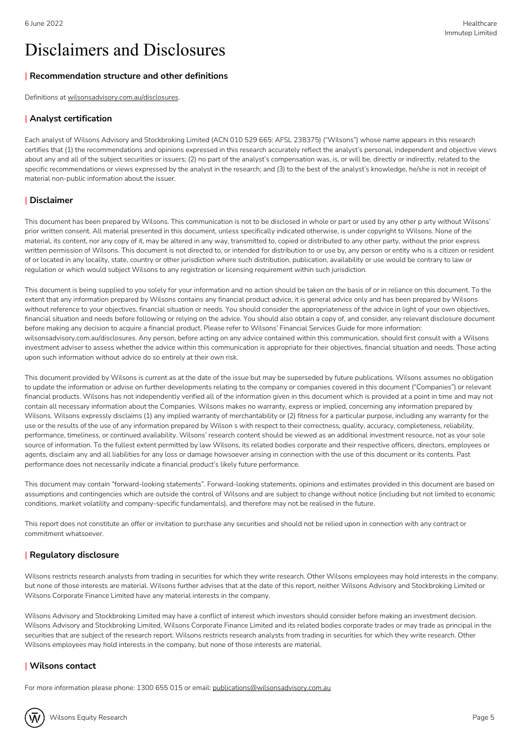# Disclaimers and Disclosures

## Recommendation structure and other definitions

Definitions at wilsonsadvisory.com.au/disclosures.

## Analyst certification

Each analyst of Wilsons Advisory and Stockbroking Limited (ACN 010 529 665: AFSL 238375) ("Wilsons") whose name appears in this research certifies that (1) the recommendations and opinions expressed in this research accurately reflect the analyst's personal, independent and objective views about any and all of the subject securities or issuers; (2) no part of the analyst's compensation was, is, or will be, directly or indirectly, related to the specific recommendations or views expressed by the analyst in the research; and (3) to the best of the analyst's knowledge, he/she is not in receipt of material non-public information about the issuer.

## Disclaimer

This document has been prepared by Wilsons. This communication is not to be disclosed in whole or part or used by any other p arty without Wilsons' prior written consent. All material presented in this document, unless specifically indicated otherwise, is under copyright to Wilsons. None of the material, its content, nor any copy of it, may be altered in any way, transmitted to, copied or distributed to any other party, without the prior express written permission of Wilsons. This document is not directed to, or intended for distribution to or use by, any person or entity who is a citizen or resident of or located in any locality, state, country or other jurisdiction where such distribution, publication, availability or use would be contrary to law or regulation or which would subject Wilsons to any registration or licensing requirement within such jurisdiction.

This document is being supplied to you solely for your information and no action should be taken on the basis of or in reliance on this document. To the extent that any information prepared by Wilsons contains any financial product advice, it is general advice only and has been prepared by Wilsons without reference to your objectives, financial situation or needs. You should consider the appropriateness of the advice in light of your own objectives, financial situation and needs before following or relying on the advice. You should also obtain a copy of, and consider, any relevant disclosure document before making any decision to acquire a financial product. Please refer to Wilsons' Financial Services Guide for more information: wilsonsadvisory.com.au/disclosures. Any person, before acting on any advice contained within this communication, should first consult with a Wilsons investment adviser to assess whether the advice within this communication is appropriate for their objectives, financial situation and needs. Those acting upon such information without advice do so entirely at their own risk.

This document provided by Wilsons is current as at the date of the issue but may be superseded by future publications. Wilsons assumes no obligation to update the information or advise on further developments relating to the company or companies covered in this document ("Companies") or relevant financial products. Wilsons has not independently verified all of the information given in this document which is provided at a point in time and may not contain all necessary information about the Companies. Wilsons makes no warranty, express or implied, concerning any information prepared by Wilsons. Wilsons expressly disclaims (1) any implied warranty of merchantability or (2) fitness for a particular purpose, including any warranty for the use or the results of the use of any information prepared by Wilson s with respect to their correctness, quality, accuracy, completeness, reliability, performance, timeliness, or continued availability. Wilsons' research content should be viewed as an additional investment resource, not as your sole source of information. To the fullest extent permitted by law Wilsons, its related bodies corporate and their respective officers, directors, employees or agents, disclaim any and all liabilities for any loss or damage howsoever arising in connection with the use of this document or its contents. Past performance does not necessarily indicate a financial product's likely future performance.

This document may contain "forward-looking statements". Forward-looking statements, opinions and estimates provided in this document are based on assumptions and contingencies which are outside the control of Wilsons and are subject to change without notice (including but not limited to economic conditions, market volatility and company-specific fundamentals), and therefore may not be realised in the future.

This report does not constitute an offer or invitation to purchase any securities and should not be relied upon in connection with any contract or commitment whatsoever.

## Regulatory disclosure

Wilsons restricts research analysts from trading in securities for which they write research. Other Wilsons employees may hold interests in the company, but none of those interests are material. Wilsons further advises that at the date of this report, neither Wilsons Advisory and Stockbroking Limited or Wilsons Corporate Finance Limited have any material interests in the company.

Wilsons Advisory and Stockbroking Limited may have a conflict of interest which investors should consider before making an investment decision. Wilsons Advisory and Stockbroking Limited, Wilsons Corporate Finance Limited and its related bodies corporate trades or may trade as principal in the securities that are subject of the research report. Wilsons restricts research analysts from trading in securities for which they write research. Other Wilsons employees may hold interests in the company, but none of those interests are material.

## Wilsons contact

For more information please phone: 1300 655 015 or email: publications@wilsonsadvisory.com.au